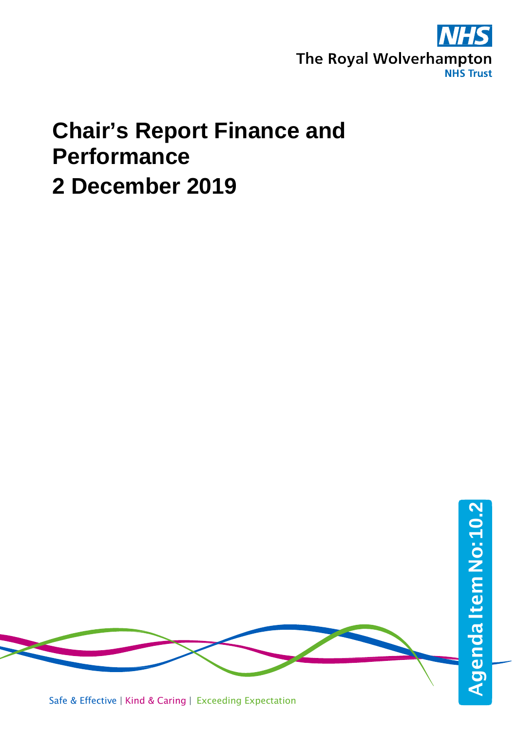NHS

The Royal Wolverhampton
NHS Trust

# Chair's Report Finance and Performance

# 2 December 2019

Agenda Item No: 10.2

Safe & Effective | Kind & Caring | Exceeding Expectation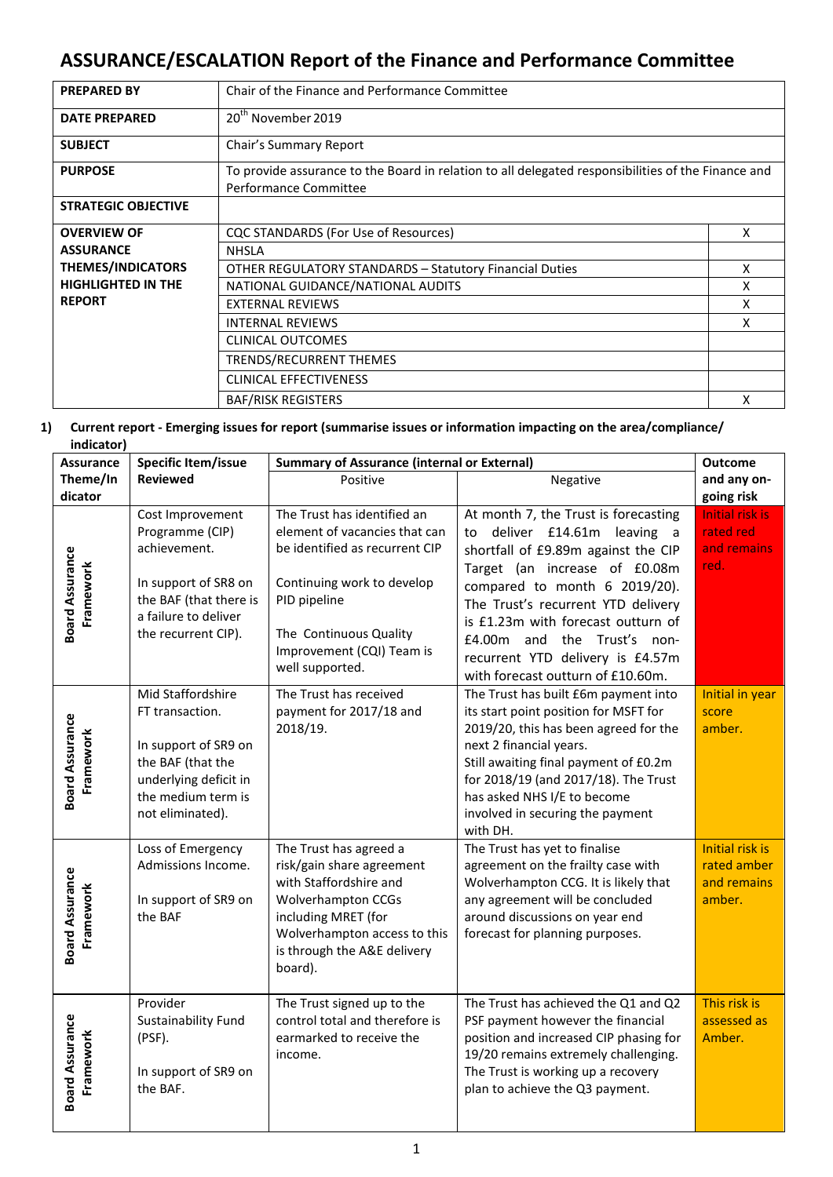# ASSURANCE/ESCALATION Report of the Finance and Performance Committee

| | | |
|---|---|---|
| **PREPARED BY** | Chair of the Finance and Performance Committee | |
| **DATE PREPARED** | 20th November 2019 | |
| **SUBJECT** | Chair's Summary Report | |
| **PURPOSE** | To provide assurance to the Board in relation to all delegated responsibilities of the Finance and Performance Committee | |
| **STRATEGIC OBJECTIVE** | | |
| **OVERVIEW OF ASSURANCE THEMES/INDICATORS HIGHLIGHTED IN THE REPORT** | CQC STANDARDS (For Use of Resources) | X |
| | NHSLA | |
| | OTHER REGULATORY STANDARDS – Statutory Financial Duties | X |
| | NATIONAL GUIDANCE/NATIONAL AUDITS | X |
| | EXTERNAL REVIEWS | X |
| | INTERNAL REVIEWS | X |
| | CLINICAL OUTCOMES | |
| | TRENDS/RECURRENT THEMES | |
| | CLINICAL EFFECTIVENESS | |
| | BAF/RISK REGISTERS | X |

**1) Current report - Emerging issues for report (summarise issues or information impacting on the area/compliance/ indicator)**

| Assurance Theme/Indicator | Specific Item/issue Reviewed | Summary of Assurance (internal or External) | | Outcome and any on-going risk |
|---|---|---|---|---|
| | | Positive | Negative | |
| Board Assurance Framework | Cost Improvement Programme (CIP) achievement.<br><br>In support of SR8 on the BAF (that there is a failure to deliver the recurrent CIP). | The Trust has identified an element of vacancies that can be identified as recurrent CIP<br><br>Continuing work to develop PID pipeline<br><br>The Continuous Quality Improvement (CQI) Team is well supported. | At month 7, the Trust is forecasting to deliver £14.61m leaving a shortfall of £9.89m against the CIP Target (an increase of £0.08m compared to month 6 2019/20). The Trust's recurrent YTD delivery is £1.23m with forecast outturn of £4.00m and the Trust's non-recurrent YTD delivery is £4.57m with forecast outturn of £10.60m. | Initial risk is rated red and remains red. |
| Board Assurance Framework | Mid Staffordshire FT transaction.<br><br>In support of SR9 on the BAF (that the underlying deficit in the medium term is not eliminated). | The Trust has received payment for 2017/18 and 2018/19. | The Trust has built £6m payment into its start point position for MSFT for 2019/20, this has been agreed for the next 2 financial years.<br>Still awaiting final payment of £0.2m for 2018/19 (and 2017/18). The Trust has asked NHS I/E to become involved in securing the payment with DH. | Initial in year score amber. |
| Board Assurance Framework | Loss of Emergency Admissions Income.<br><br>In support of SR9 on the BAF | The Trust has agreed a risk/gain share agreement with Staffordshire and Wolverhampton CCGs including MRET (for Wolverhampton access to this is through the A&E delivery board). | The Trust has yet to finalise agreement on the frailty case with Wolverhampton CCG. It is likely that any agreement will be concluded around discussions on year end forecast for planning purposes. | Initial risk is rated amber and remains amber. |
| Board Assurance Framework | Provider Sustainability Fund (PSF).<br><br>In support of SR9 on the BAF. | The Trust signed up to the control total and therefore is earmarked to receive the income. | The Trust has achieved the Q1 and Q2 PSF payment however the financial position and increased CIP phasing for 19/20 remains extremely challenging. The Trust is working up a recovery plan to achieve the Q3 payment. | This risk is assessed as Amber. |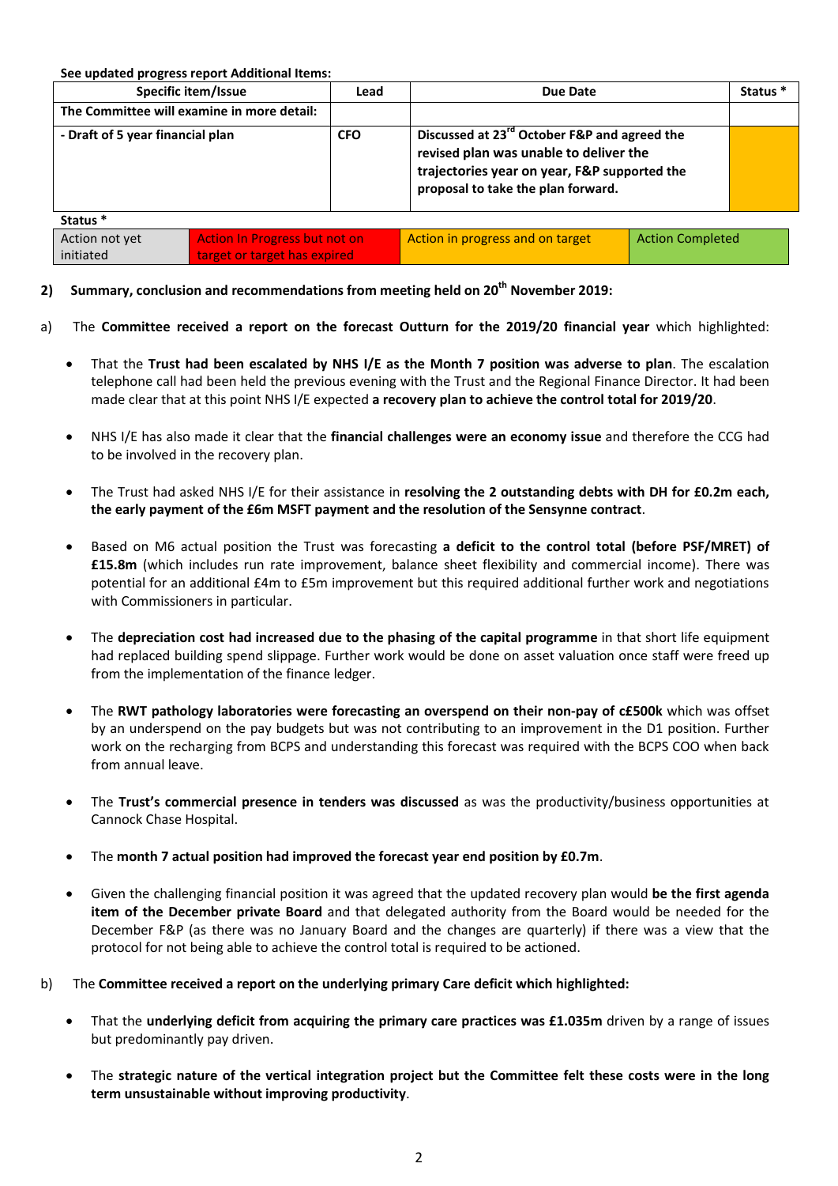**See updated progress report Additional Items:**

| Specific item/Issue | Lead | Due Date | Status * |
|---|---|---|---|
| **The Committee will examine in more detail:** | | | |
| **- Draft of 5 year financial plan** | **CFO** | **Discussed at 23rd October F&P and agreed the revised plan was unable to deliver the trajectories year on year, F&P supported the proposal to take the plan forward.** | |

**Status ***

| Action not yet initiated | Action In Progress but not on target or target has expired | Action in progress and on target | Action Completed |
|---|---|---|---|

**2) Summary, conclusion and recommendations from meeting held on 20th November 2019:**

a) The **Committee received a report on the forecast Outturn for the 2019/20 financial year** which highlighted:

- That the **Trust had been escalated by NHS I/E as the Month 7 position was adverse to plan**. The escalation telephone call had been held the previous evening with the Trust and the Regional Finance Director. It had been made clear that at this point NHS I/E expected **a recovery plan to achieve the control total for 2019/20**.

- NHS I/E has also made it clear that the **financial challenges were an economy issue** and therefore the CCG had to be involved in the recovery plan.

- The Trust had asked NHS I/E for their assistance in **resolving the 2 outstanding debts with DH for £0.2m each, the early payment of the £6m MSFT payment and the resolution of the Sensynne contract**.

- Based on M6 actual position the Trust was forecasting **a deficit to the control total (before PSF/MRET) of £15.8m** (which includes run rate improvement, balance sheet flexibility and commercial income). There was potential for an additional £4m to £5m improvement but this required additional further work and negotiations with Commissioners in particular.

- The **depreciation cost had increased due to the phasing of the capital programme** in that short life equipment had replaced building spend slippage. Further work would be done on asset valuation once staff were freed up from the implementation of the finance ledger.

- The **RWT pathology laboratories were forecasting an overspend on their non-pay of c£500k** which was offset by an underspend on the pay budgets but was not contributing to an improvement in the D1 position. Further work on the recharging from BCPS and understanding this forecast was required with the BCPS COO when back from annual leave.

- The **Trust's commercial presence in tenders was discussed** as was the productivity/business opportunities at Cannock Chase Hospital.

- The **month 7 actual position had improved the forecast year end position by £0.7m**.

- Given the challenging financial position it was agreed that the updated recovery plan would **be the first agenda item of the December private Board** and that delegated authority from the Board would be needed for the December F&P (as there was no January Board and the changes are quarterly) if there was a view that the protocol for not being able to achieve the control total is required to be actioned.

b) The **Committee received a report on the underlying primary Care deficit which highlighted:**

- That the **underlying deficit from acquiring the primary care practices was £1.035m** driven by a range of issues but predominantly pay driven.

- The **strategic nature of the vertical integration project but the Committee felt these costs were in the long term unsustainable without improving productivity**.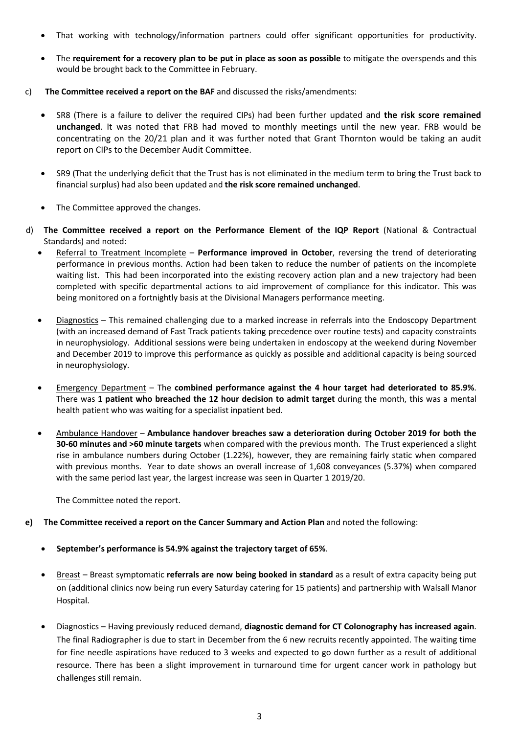- That working with technology/information partners could offer significant opportunities for productivity.
- The **requirement for a recovery plan to be put in place as soon as possible** to mitigate the overspends and this would be brought back to the Committee in February.

c) **The Committee received a report on the BAF** and discussed the risks/amendments:

- SR8 (There is a failure to deliver the required CIPs) had been further updated and **the risk score remained unchanged**. It was noted that FRB had moved to monthly meetings until the new year. FRB would be concentrating on the 20/21 plan and it was further noted that Grant Thornton would be taking an audit report on CIPs to the December Audit Committee.
- SR9 (That the underlying deficit that the Trust has is not eliminated in the medium term to bring the Trust back to financial surplus) had also been updated and **the risk score remained unchanged**.
- The Committee approved the changes.

d) **The Committee received a report on the Performance Element of the IQP Report** (National & Contractual Standards) and noted:

- Referral to Treatment Incomplete – **Performance improved in October**, reversing the trend of deteriorating performance in previous months. Action had been taken to reduce the number of patients on the incomplete waiting list. This had been incorporated into the existing recovery action plan and a new trajectory had been completed with specific departmental actions to aid improvement of compliance for this indicator. This was being monitored on a fortnightly basis at the Divisional Managers performance meeting.
- Diagnostics – This remained challenging due to a marked increase in referrals into the Endoscopy Department (with an increased demand of Fast Track patients taking precedence over routine tests) and capacity constraints in neurophysiology. Additional sessions were being undertaken in endoscopy at the weekend during November and December 2019 to improve this performance as quickly as possible and additional capacity is being sourced in neurophysiology.
- Emergency Department – The **combined performance against the 4 hour target had deteriorated to 85.9%**. There was **1 patient who breached the 12 hour decision to admit target** during the month, this was a mental health patient who was waiting for a specialist inpatient bed.
- Ambulance Handover – **Ambulance handover breaches saw a deterioration during October 2019 for both the 30-60 minutes and >60 minute targets** when compared with the previous month. The Trust experienced a slight rise in ambulance numbers during October (1.22%), however, they are remaining fairly static when compared with previous months. Year to date shows an overall increase of 1,608 conveyances (5.37%) when compared with the same period last year, the largest increase was seen in Quarter 1 2019/20.

  The Committee noted the report.

**e) The Committee received a report on the Cancer Summary and Action Plan** and noted the following:

- **September's performance is 54.9% against the trajectory target of 65%**.
- Breast – Breast symptomatic **referrals are now being booked in standard** as a result of extra capacity being put on (additional clinics now being run every Saturday catering for 15 patients) and partnership with Walsall Manor Hospital.
- Diagnostics – Having previously reduced demand, **diagnostic demand for CT Colonography has increased again**. The final Radiographer is due to start in December from the 6 new recruits recently appointed. The waiting time for fine needle aspirations have reduced to 3 weeks and expected to go down further as a result of additional resource. There has been a slight improvement in turnaround time for urgent cancer work in pathology but challenges still remain.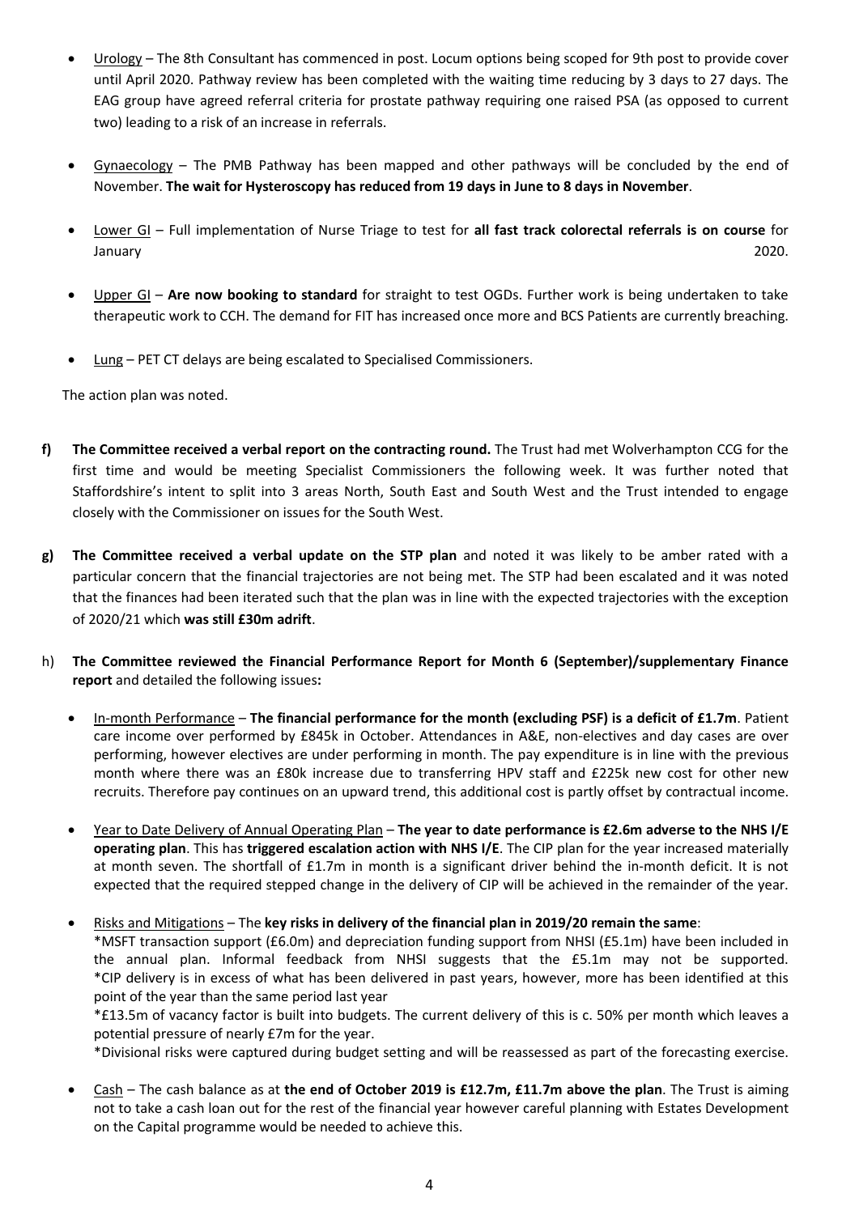- Urology – The 8th Consultant has commenced in post. Locum options being scoped for 9th post to provide cover until April 2020. Pathway review has been completed with the waiting time reducing by 3 days to 27 days. The EAG group have agreed referral criteria for prostate pathway requiring one raised PSA (as opposed to current two) leading to a risk of an increase in referrals.

- Gynaecology – The PMB Pathway has been mapped and other pathways will be concluded by the end of November. **The wait for Hysteroscopy has reduced from 19 days in June to 8 days in November**.

- Lower GI – Full implementation of Nurse Triage to test for **all fast track colorectal referrals is on course** for January 2020.

- Upper GI – **Are now booking to standard** for straight to test OGDs. Further work is being undertaken to take therapeutic work to CCH. The demand for FIT has increased once more and BCS Patients are currently breaching.

- Lung – PET CT delays are being escalated to Specialised Commissioners.

The action plan was noted.

**f) The Committee received a verbal report on the contracting round.** The Trust had met Wolverhampton CCG for the first time and would be meeting Specialist Commissioners the following week. It was further noted that Staffordshire's intent to split into 3 areas North, South East and South West and the Trust intended to engage closely with the Commissioner on issues for the South West.

**g) The Committee received a verbal update on the STP plan** and noted it was likely to be amber rated with a particular concern that the financial trajectories are not being met. The STP had been escalated and it was noted that the finances had been iterated such that the plan was in line with the expected trajectories with the exception of 2020/21 which **was still £30m adrift**.

h) **The Committee reviewed the Financial Performance Report for Month 6 (September)/supplementary Finance report** and detailed the following issues**:**

- In-month Performance – **The financial performance for the month (excluding PSF) is a deficit of £1.7m**. Patient care income over performed by £845k in October. Attendances in A&E, non-electives and day cases are over performing, however electives are under performing in month. The pay expenditure is in line with the previous month where there was an £80k increase due to transferring HPV staff and £225k new cost for other new recruits. Therefore pay continues on an upward trend, this additional cost is partly offset by contractual income.

- Year to Date Delivery of Annual Operating Plan – **The year to date performance is £2.6m adverse to the NHS I/E operating plan**. This has **triggered escalation action with NHS I/E**. The CIP plan for the year increased materially at month seven. The shortfall of £1.7m in month is a significant driver behind the in-month deficit. It is not expected that the required stepped change in the delivery of CIP will be achieved in the remainder of the year.

- Risks and Mitigations – The **key risks in delivery of the financial plan in 2019/20 remain the same**:
  *MSFT transaction support (£6.0m) and depreciation funding support from NHSI (£5.1m) have been included in the annual plan. Informal feedback from NHSI suggests that the £5.1m may not be supported.
  *CIP delivery is in excess of what has been delivered in past years, however, more has been identified at this point of the year than the same period last year
  *£13.5m of vacancy factor is built into budgets. The current delivery of this is c. 50% per month which leaves a potential pressure of nearly £7m for the year.
  *Divisional risks were captured during budget setting and will be reassessed as part of the forecasting exercise.

- Cash – The cash balance as at **the end of October 2019 is £12.7m, £11.7m above the plan**. The Trust is aiming not to take a cash loan out for the rest of the financial year however careful planning with Estates Development on the Capital programme would be needed to achieve this.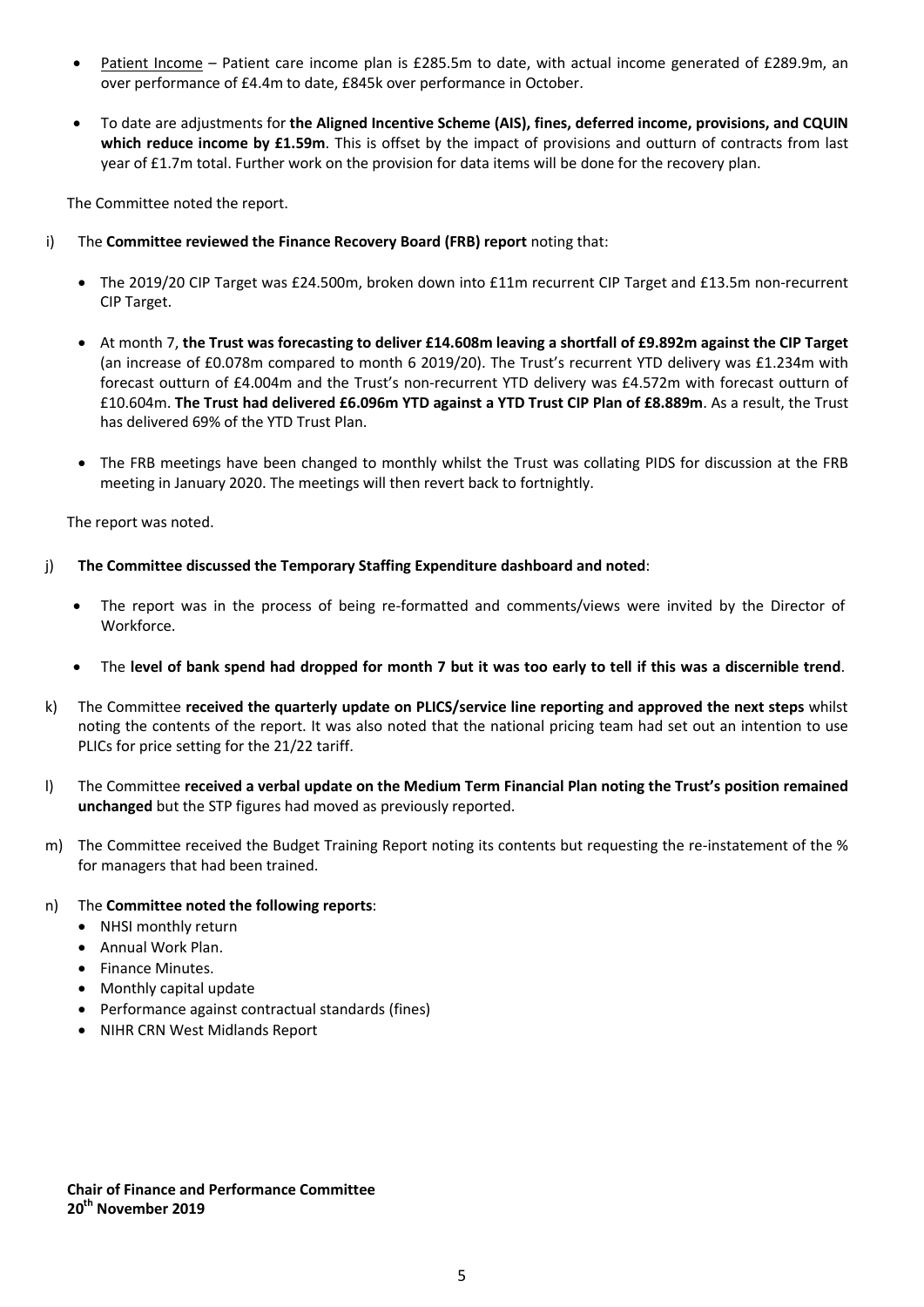- Patient Income – Patient care income plan is £285.5m to date, with actual income generated of £289.9m, an over performance of £4.4m to date, £845k over performance in October.
- To date are adjustments for **the Aligned Incentive Scheme (AIS), fines, deferred income, provisions, and CQUIN which reduce income by £1.59m**. This is offset by the impact of provisions and outturn of contracts from last year of £1.7m total. Further work on the provision for data items will be done for the recovery plan.

The Committee noted the report.

i) The **Committee reviewed the Finance Recovery Board (FRB) report** noting that:

- The 2019/20 CIP Target was £24.500m, broken down into £11m recurrent CIP Target and £13.5m non-recurrent CIP Target.
- At month 7, **the Trust was forecasting to deliver £14.608m leaving a shortfall of £9.892m against the CIP Target** (an increase of £0.078m compared to month 6 2019/20). The Trust's recurrent YTD delivery was £1.234m with forecast outturn of £4.004m and the Trust's non-recurrent YTD delivery was £4.572m with forecast outturn of £10.604m. **The Trust had delivered £6.096m YTD against a YTD Trust CIP Plan of £8.889m**. As a result, the Trust has delivered 69% of the YTD Trust Plan.
- The FRB meetings have been changed to monthly whilst the Trust was collating PIDS for discussion at the FRB meeting in January 2020. The meetings will then revert back to fortnightly.

The report was noted.

j) **The Committee discussed the Temporary Staffing Expenditure dashboard and noted**:

- The report was in the process of being re-formatted and comments/views were invited by the Director of Workforce.
- The **level of bank spend had dropped for month 7 but it was too early to tell if this was a discernible trend**.

k) The Committee **received the quarterly update on PLICS/service line reporting and approved the next steps** whilst noting the contents of the report. It was also noted that the national pricing team had set out an intention to use PLICs for price setting for the 21/22 tariff.

l) The Committee **received a verbal update on the Medium Term Financial Plan noting the Trust's position remained unchanged** but the STP figures had moved as previously reported.

m) The Committee received the Budget Training Report noting its contents but requesting the re-instatement of the % for managers that had been trained.

n) The **Committee noted the following reports**:

- NHSI monthly return
- Annual Work Plan.
- Finance Minutes.
- Monthly capital update
- Performance against contractual standards (fines)
- NIHR CRN West Midlands Report

**Chair of Finance and Performance Committee**
**20th November 2019**